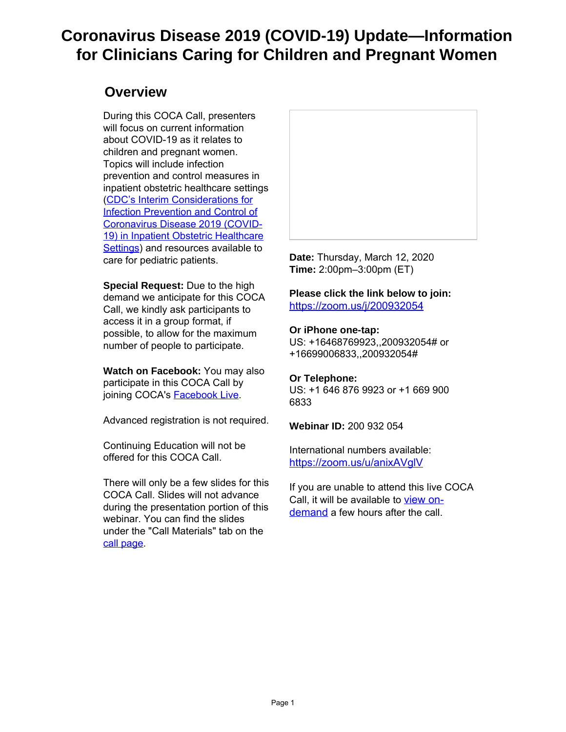# Coronavirus Disease 2019 (COVID-19) Update—Information for Clinicians Caring for Children and Pregnant Women

## Overview

During this COCA Call, presenters will focus on current information about COVID-19 as it relates to children and pregnant women. Topics will include infection prevention and control measures in inpatient obstetric healthcare settings ([CDC's Interim Considerations for Infection Prevention and Control of Coronavirus Disease 2019 (COVID-19) in Inpatient Obstetric Healthcare Settings]) and resources available to care for pediatric patients.

**Special Request:** Due to the high demand we anticipate for this COCA Call, we kindly ask participants to access it in a group format, if possible, to allow for the maximum number of people to participate.

**Watch on Facebook:** You may also participate in this COCA Call by joining COCA's Facebook Live.

Advanced registration is not required.

Continuing Education will not be offered for this COCA Call.

There will only be a few slides for this COCA Call. Slides will not advance during the presentation portion of this webinar. You can find the slides under the "Call Materials" tab on the call page.

**Date:** Thursday, March 12, 2020
**Time:** 2:00pm–3:00pm (ET)

**Please click the link below to join:**
https://zoom.us/j/200932054

**Or iPhone one-tap:**
US: +16468769923,,200932054# or +16699006833,,200932054#

**Or Telephone:**
US: +1 646 876 9923 or +1 669 900 6833

**Webinar ID:** 200 932 054

International numbers available:
https://zoom.us/u/anixAVglV

If you are unable to attend this live COCA Call, it will be available to view on-demand a few hours after the call.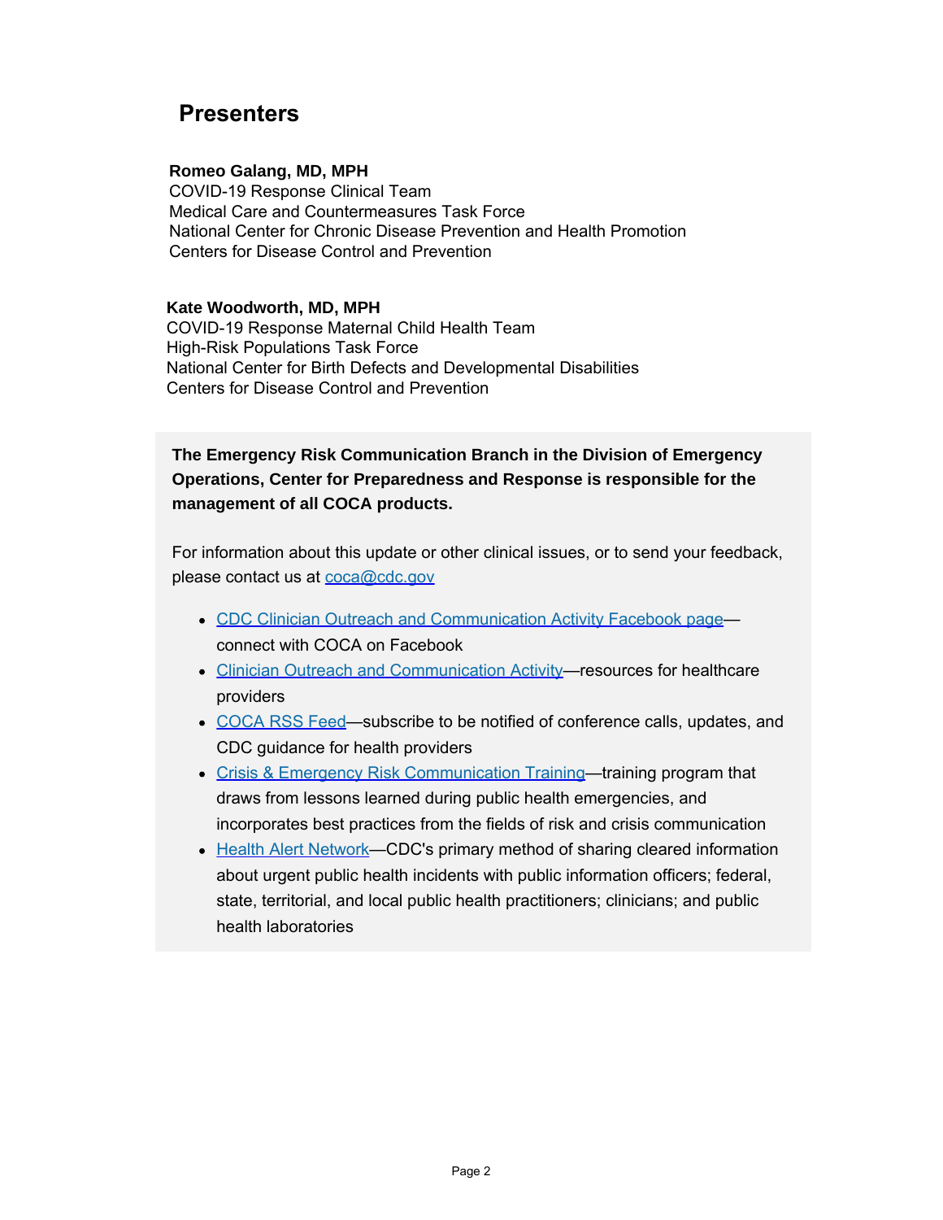## Presenters

**Romeo Galang, MD, MPH**
COVID-19 Response Clinical Team
Medical Care and Countermeasures Task Force
National Center for Chronic Disease Prevention and Health Promotion
Centers for Disease Control and Prevention

**Kate Woodworth, MD, MPH**
COVID-19 Response Maternal Child Health Team
High-Risk Populations Task Force
National Center for Birth Defects and Developmental Disabilities
Centers for Disease Control and Prevention

**The Emergency Risk Communication Branch in the Division of Emergency Operations, Center for Preparedness and Response is responsible for the management of all COCA products.**

For information about this update or other clinical issues, or to send your feedback, please contact us at coca@cdc.gov

- CDC Clinician Outreach and Communication Activity Facebook page—connect with COCA on Facebook
- Clinician Outreach and Communication Activity—resources for healthcare providers
- COCA RSS Feed—subscribe to be notified of conference calls, updates, and CDC guidance for health providers
- Crisis & Emergency Risk Communication Training—training program that draws from lessons learned during public health emergencies, and incorporates best practices from the fields of risk and crisis communication
- Health Alert Network—CDC's primary method of sharing cleared information about urgent public health incidents with public information officers; federal, state, territorial, and local public health practitioners; clinicians; and public health laboratories